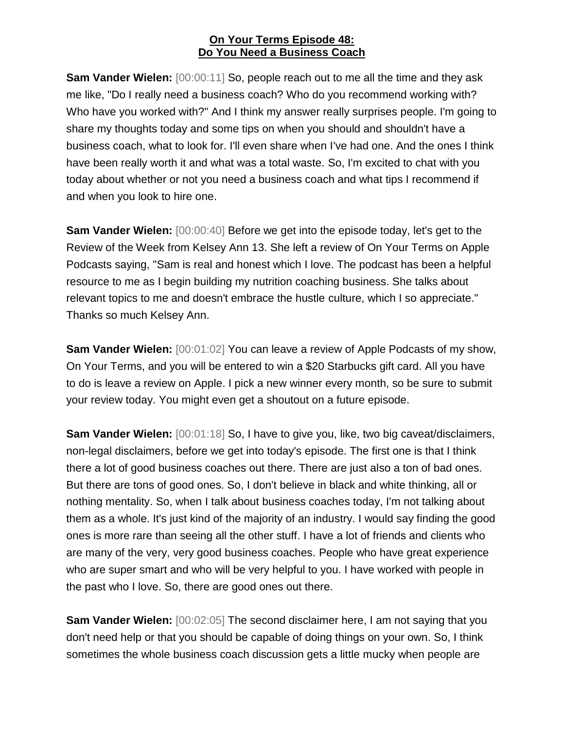**On Your Terms Episode 48:**
**Do You Need a Business Coach**

**Sam Vander Wielen:** [00:00:11] So, people reach out to me all the time and they ask me like, "Do I really need a business coach? Who do you recommend working with? Who have you worked with?" And I think my answer really surprises people. I'm going to share my thoughts today and some tips on when you should and shouldn't have a business coach, what to look for. I'll even share when I've had one. And the ones I think have been really worth it and what was a total waste. So, I'm excited to chat with you today about whether or not you need a business coach and what tips I recommend if and when you look to hire one.

**Sam Vander Wielen:** [00:00:40] Before we get into the episode today, let's get to the Review of the Week from Kelsey Ann 13. She left a review of On Your Terms on Apple Podcasts saying, "Sam is real and honest which I love. The podcast has been a helpful resource to me as I begin building my nutrition coaching business. She talks about relevant topics to me and doesn't embrace the hustle culture, which I so appreciate." Thanks so much Kelsey Ann.

**Sam Vander Wielen:** [00:01:02] You can leave a review of Apple Podcasts of my show, On Your Terms, and you will be entered to win a $20 Starbucks gift card. All you have to do is leave a review on Apple. I pick a new winner every month, so be sure to submit your review today. You might even get a shoutout on a future episode.

**Sam Vander Wielen:** [00:01:18] So, I have to give you, like, two big caveat/disclaimers, non-legal disclaimers, before we get into today's episode. The first one is that I think there a lot of good business coaches out there. There are just also a ton of bad ones. But there are tons of good ones. So, I don't believe in black and white thinking, all or nothing mentality. So, when I talk about business coaches today, I'm not talking about them as a whole. It's just kind of the majority of an industry. I would say finding the good ones is more rare than seeing all the other stuff. I have a lot of friends and clients who are many of the very, very good business coaches. People who have great experience who are super smart and who will be very helpful to you. I have worked with people in the past who I love. So, there are good ones out there.

**Sam Vander Wielen:** [00:02:05] The second disclaimer here, I am not saying that you don't need help or that you should be capable of doing things on your own. So, I think sometimes the whole business coach discussion gets a little mucky when people are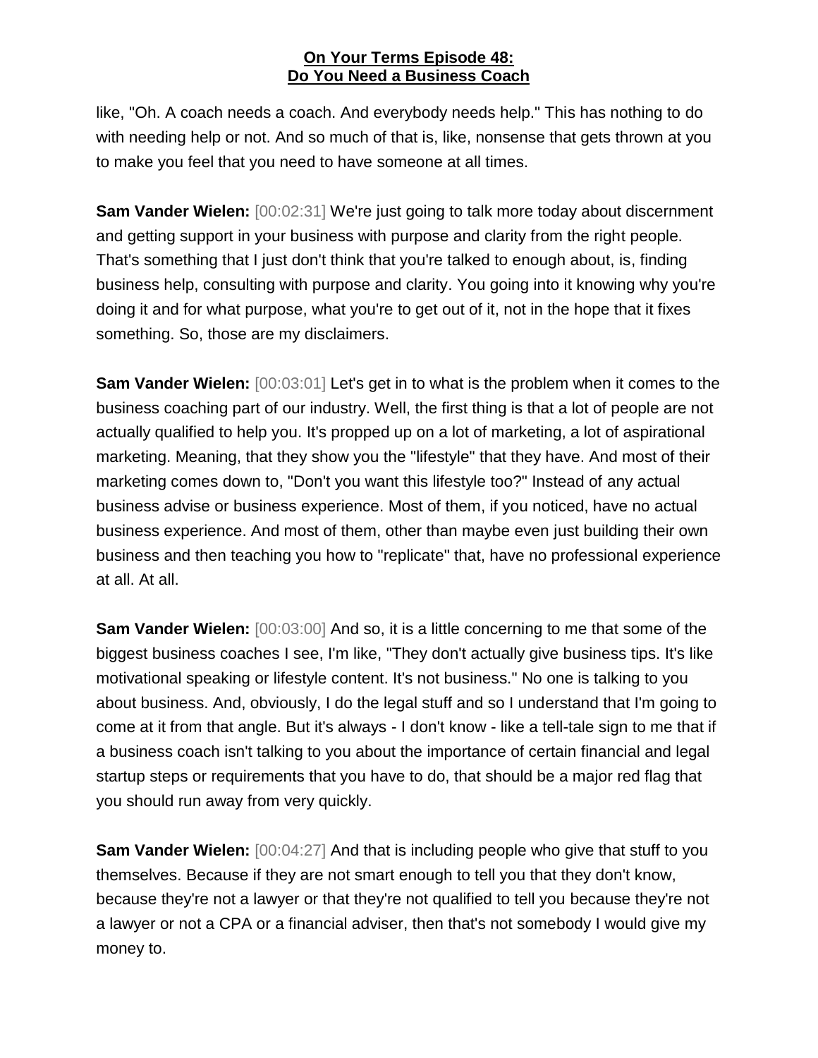like, "Oh. A coach needs a coach. And everybody needs help." This has nothing to do with needing help or not. And so much of that is, like, nonsense that gets thrown at you to make you feel that you need to have someone at all times.

**Sam Vander Wielen:** [00:02:31] We're just going to talk more today about discernment and getting support in your business with purpose and clarity from the right people. That's something that I just don't think that you're talked to enough about, is, finding business help, consulting with purpose and clarity. You going into it knowing why you're doing it and for what purpose, what you're to get out of it, not in the hope that it fixes something. So, those are my disclaimers.

**Sam Vander Wielen:** [00:03:01] Let's get in to what is the problem when it comes to the business coaching part of our industry. Well, the first thing is that a lot of people are not actually qualified to help you. It's propped up on a lot of marketing, a lot of aspirational marketing. Meaning, that they show you the "lifestyle" that they have. And most of their marketing comes down to, "Don't you want this lifestyle too?" Instead of any actual business advise or business experience. Most of them, if you noticed, have no actual business experience. And most of them, other than maybe even just building their own business and then teaching you how to "replicate" that, have no professional experience at all. At all.

**Sam Vander Wielen:** [00:03:00] And so, it is a little concerning to me that some of the biggest business coaches I see, I'm like, "They don't actually give business tips. It's like motivational speaking or lifestyle content. It's not business." No one is talking to you about business. And, obviously, I do the legal stuff and so I understand that I'm going to come at it from that angle. But it's always - I don't know - like a tell-tale sign to me that if a business coach isn't talking to you about the importance of certain financial and legal startup steps or requirements that you have to do, that should be a major red flag that you should run away from very quickly.

**Sam Vander Wielen:** [00:04:27] And that is including people who give that stuff to you themselves. Because if they are not smart enough to tell you that they don't know, because they're not a lawyer or that they're not qualified to tell you because they're not a lawyer or not a CPA or a financial adviser, then that's not somebody I would give my money to.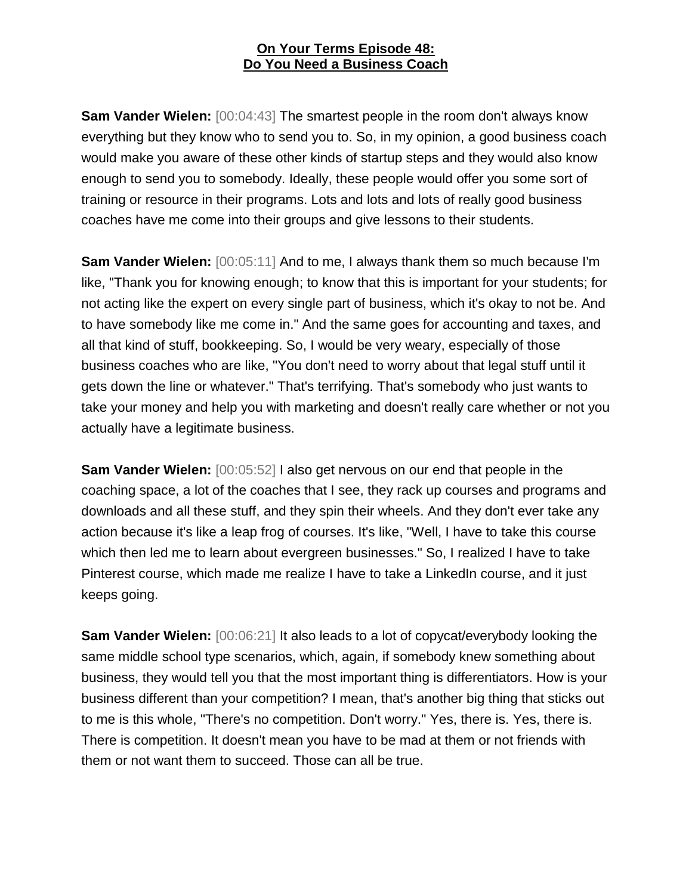**On Your Terms Episode 48:**
**Do You Need a Business Coach**

**Sam Vander Wielen:** [00:04:43] The smartest people in the room don't always know everything but they know who to send you to. So, in my opinion, a good business coach would make you aware of these other kinds of startup steps and they would also know enough to send you to somebody. Ideally, these people would offer you some sort of training or resource in their programs. Lots and lots and lots of really good business coaches have me come into their groups and give lessons to their students.

**Sam Vander Wielen:** [00:05:11] And to me, I always thank them so much because I'm like, "Thank you for knowing enough; to know that this is important for your students; for not acting like the expert on every single part of business, which it's okay to not be. And to have somebody like me come in." And the same goes for accounting and taxes, and all that kind of stuff, bookkeeping. So, I would be very weary, especially of those business coaches who are like, "You don't need to worry about that legal stuff until it gets down the line or whatever." That's terrifying. That's somebody who just wants to take your money and help you with marketing and doesn't really care whether or not you actually have a legitimate business.

**Sam Vander Wielen:** [00:05:52] I also get nervous on our end that people in the coaching space, a lot of the coaches that I see, they rack up courses and programs and downloads and all these stuff, and they spin their wheels. And they don't ever take any action because it's like a leap frog of courses. It's like, "Well, I have to take this course which then led me to learn about evergreen businesses." So, I realized I have to take Pinterest course, which made me realize I have to take a LinkedIn course, and it just keeps going.

**Sam Vander Wielen:** [00:06:21] It also leads to a lot of copycat/everybody looking the same middle school type scenarios, which, again, if somebody knew something about business, they would tell you that the most important thing is differentiators. How is your business different than your competition? I mean, that's another big thing that sticks out to me is this whole, "There's no competition. Don't worry." Yes, there is. Yes, there is. There is competition. It doesn't mean you have to be mad at them or not friends with them or not want them to succeed. Those can all be true.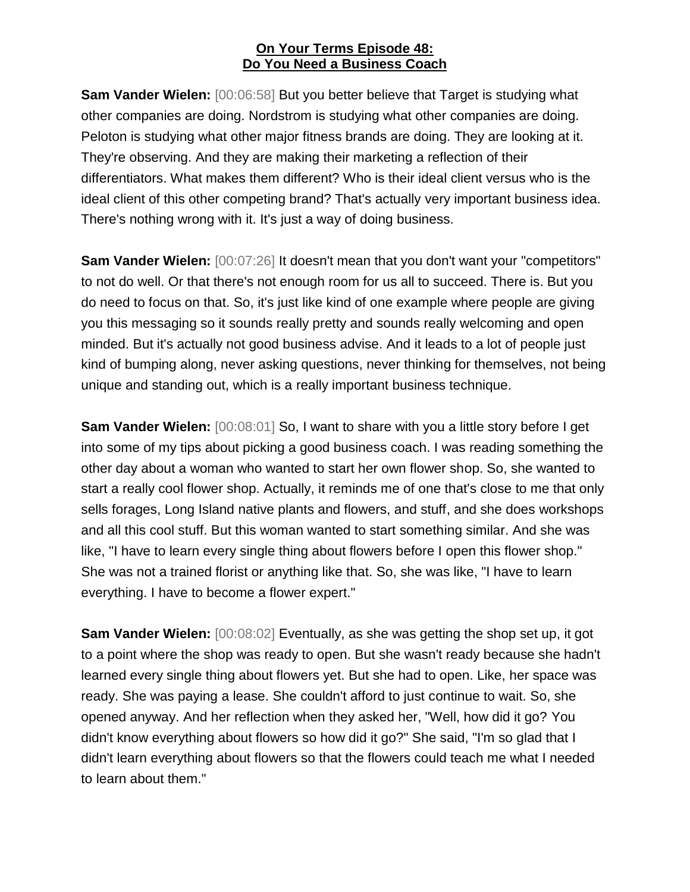**On Your Terms Episode 48:**
**Do You Need a Business Coach**

**Sam Vander Wielen:** [00:06:58] But you better believe that Target is studying what other companies are doing. Nordstrom is studying what other companies are doing. Peloton is studying what other major fitness brands are doing. They are looking at it. They're observing. And they are making their marketing a reflection of their differentiators. What makes them different? Who is their ideal client versus who is the ideal client of this other competing brand? That's actually very important business idea. There's nothing wrong with it. It's just a way of doing business.

**Sam Vander Wielen:** [00:07:26] It doesn't mean that you don't want your "competitors" to not do well. Or that there's not enough room for us all to succeed. There is. But you do need to focus on that. So, it's just like kind of one example where people are giving you this messaging so it sounds really pretty and sounds really welcoming and open minded. But it's actually not good business advise. And it leads to a lot of people just kind of bumping along, never asking questions, never thinking for themselves, not being unique and standing out, which is a really important business technique.

**Sam Vander Wielen:** [00:08:01] So, I want to share with you a little story before I get into some of my tips about picking a good business coach. I was reading something the other day about a woman who wanted to start her own flower shop. So, she wanted to start a really cool flower shop. Actually, it reminds me of one that's close to me that only sells forages, Long Island native plants and flowers, and stuff, and she does workshops and all this cool stuff. But this woman wanted to start something similar. And she was like, "I have to learn every single thing about flowers before I open this flower shop." She was not a trained florist or anything like that. So, she was like, "I have to learn everything. I have to become a flower expert."

**Sam Vander Wielen:** [00:08:02] Eventually, as she was getting the shop set up, it got to a point where the shop was ready to open. But she wasn't ready because she hadn't learned every single thing about flowers yet. But she had to open. Like, her space was ready. She was paying a lease. She couldn't afford to just continue to wait. So, she opened anyway. And her reflection when they asked her, "Well, how did it go? You didn't know everything about flowers so how did it go?" She said, "I'm so glad that I didn't learn everything about flowers so that the flowers could teach me what I needed to learn about them."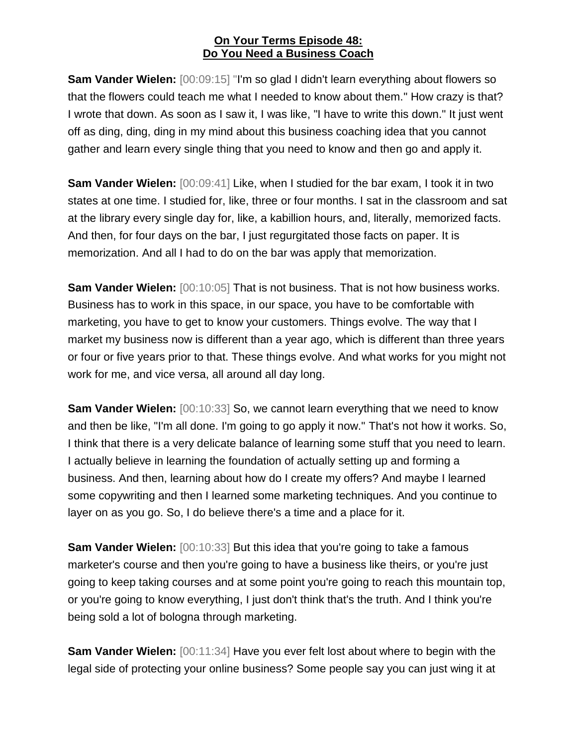**On Your Terms Episode 48:**
**Do You Need a Business Coach**

**Sam Vander Wielen:** [00:09:15] "I'm so glad I didn't learn everything about flowers so that the flowers could teach me what I needed to know about them." How crazy is that? I wrote that down. As soon as I saw it, I was like, "I have to write this down." It just went off as ding, ding, ding in my mind about this business coaching idea that you cannot gather and learn every single thing that you need to know and then go and apply it.

**Sam Vander Wielen:** [00:09:41] Like, when I studied for the bar exam, I took it in two states at one time. I studied for, like, three or four months. I sat in the classroom and sat at the library every single day for, like, a kabillion hours, and, literally, memorized facts. And then, for four days on the bar, I just regurgitated those facts on paper. It is memorization. And all I had to do on the bar was apply that memorization.

**Sam Vander Wielen:** [00:10:05] That is not business. That is not how business works. Business has to work in this space, in our space, you have to be comfortable with marketing, you have to get to know your customers. Things evolve. The way that I market my business now is different than a year ago, which is different than three years or four or five years prior to that. These things evolve. And what works for you might not work for me, and vice versa, all around all day long.

**Sam Vander Wielen:** [00:10:33] So, we cannot learn everything that we need to know and then be like, "I'm all done. I'm going to go apply it now." That's not how it works. So, I think that there is a very delicate balance of learning some stuff that you need to learn. I actually believe in learning the foundation of actually setting up and forming a business. And then, learning about how do I create my offers? And maybe I learned some copywriting and then I learned some marketing techniques. And you continue to layer on as you go. So, I do believe there's a time and a place for it.

**Sam Vander Wielen:** [00:10:33] But this idea that you're going to take a famous marketer's course and then you're going to have a business like theirs, or you're just going to keep taking courses and at some point you're going to reach this mountain top, or you're going to know everything, I just don't think that's the truth. And I think you're being sold a lot of bologna through marketing.

**Sam Vander Wielen:** [00:11:34] Have you ever felt lost about where to begin with the legal side of protecting your online business? Some people say you can just wing it at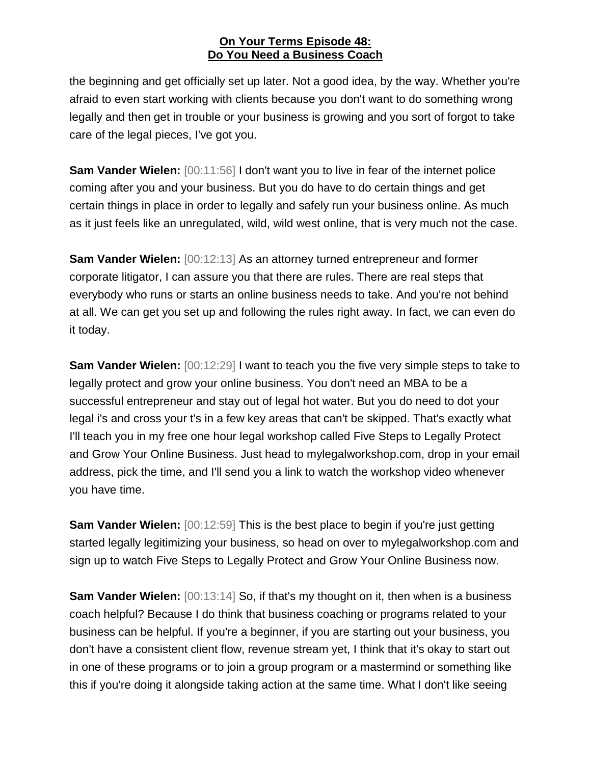the beginning and get officially set up later. Not a good idea, by the way. Whether you're afraid to even start working with clients because you don't want to do something wrong legally and then get in trouble or your business is growing and you sort of forgot to take care of the legal pieces, I've got you.

**Sam Vander Wielen:** [00:11:56] I don't want you to live in fear of the internet police coming after you and your business. But you do have to do certain things and get certain things in place in order to legally and safely run your business online. As much as it just feels like an unregulated, wild, wild west online, that is very much not the case.

**Sam Vander Wielen:** [00:12:13] As an attorney turned entrepreneur and former corporate litigator, I can assure you that there are rules. There are real steps that everybody who runs or starts an online business needs to take. And you're not behind at all. We can get you set up and following the rules right away. In fact, we can even do it today.

**Sam Vander Wielen:** [00:12:29] I want to teach you the five very simple steps to take to legally protect and grow your online business. You don't need an MBA to be a successful entrepreneur and stay out of legal hot water. But you do need to dot your legal i's and cross your t's in a few key areas that can't be skipped. That's exactly what I'll teach you in my free one hour legal workshop called Five Steps to Legally Protect and Grow Your Online Business. Just head to mylegalworkshop.com, drop in your email address, pick the time, and I'll send you a link to watch the workshop video whenever you have time.

**Sam Vander Wielen:** [00:12:59] This is the best place to begin if you're just getting started legally legitimizing your business, so head on over to mylegalworkshop.com and sign up to watch Five Steps to Legally Protect and Grow Your Online Business now.

**Sam Vander Wielen:** [00:13:14] So, if that's my thought on it, then when is a business coach helpful? Because I do think that business coaching or programs related to your business can be helpful. If you're a beginner, if you are starting out your business, you don't have a consistent client flow, revenue stream yet, I think that it's okay to start out in one of these programs or to join a group program or a mastermind or something like this if you're doing it alongside taking action at the same time. What I don't like seeing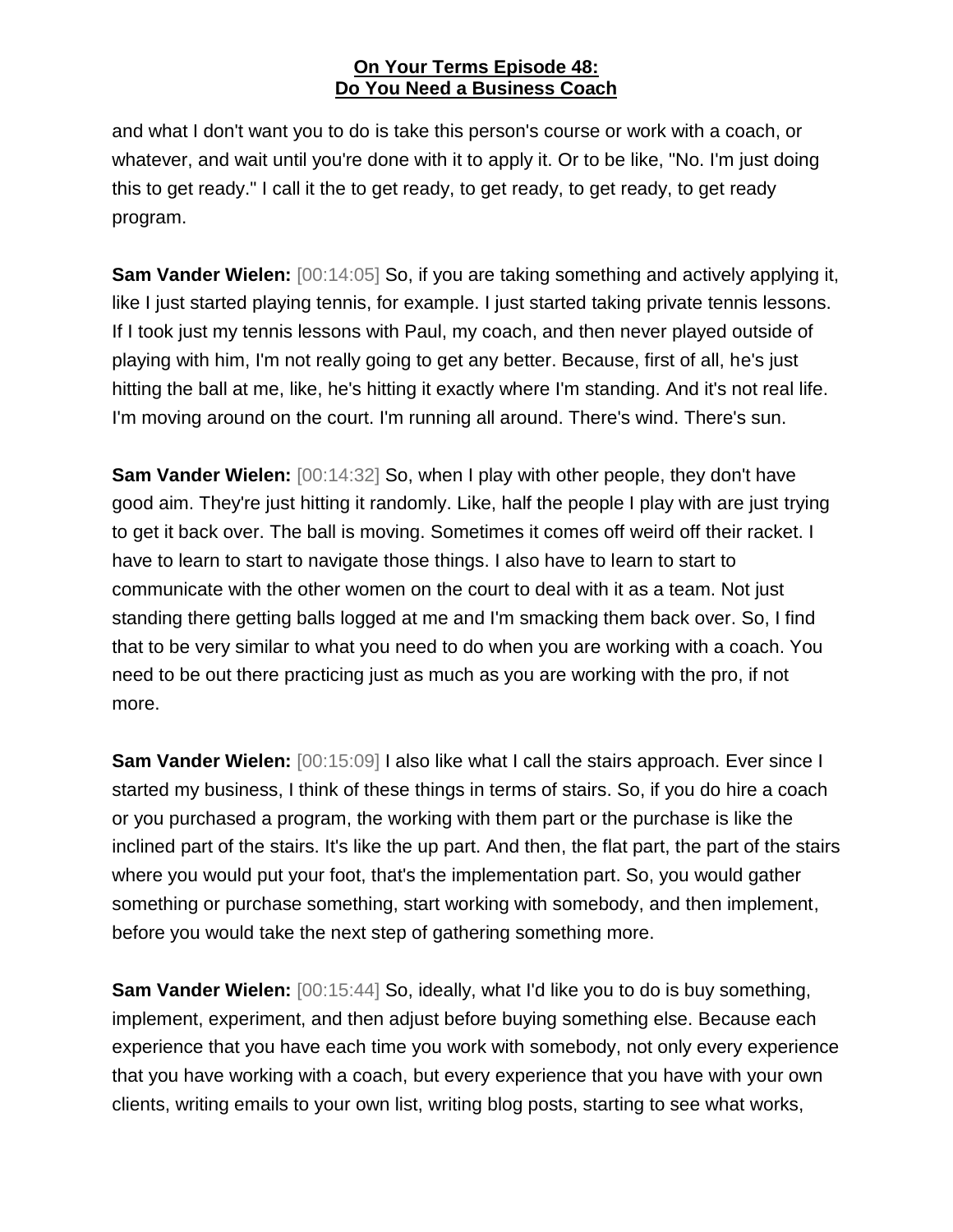and what I don't want you to do is take this person's course or work with a coach, or whatever, and wait until you're done with it to apply it. Or to be like, "No. I'm just doing this to get ready." I call it the to get ready, to get ready, to get ready, to get ready program.

**Sam Vander Wielen:** [00:14:05] So, if you are taking something and actively applying it, like I just started playing tennis, for example. I just started taking private tennis lessons. If I took just my tennis lessons with Paul, my coach, and then never played outside of playing with him, I'm not really going to get any better. Because, first of all, he's just hitting the ball at me, like, he's hitting it exactly where I'm standing. And it's not real life. I'm moving around on the court. I'm running all around. There's wind. There's sun.

**Sam Vander Wielen:** [00:14:32] So, when I play with other people, they don't have good aim. They're just hitting it randomly. Like, half the people I play with are just trying to get it back over. The ball is moving. Sometimes it comes off weird off their racket. I have to learn to start to navigate those things. I also have to learn to start to communicate with the other women on the court to deal with it as a team. Not just standing there getting balls logged at me and I'm smacking them back over. So, I find that to be very similar to what you need to do when you are working with a coach. You need to be out there practicing just as much as you are working with the pro, if not more.

**Sam Vander Wielen:** [00:15:09] I also like what I call the stairs approach. Ever since I started my business, I think of these things in terms of stairs. So, if you do hire a coach or you purchased a program, the working with them part or the purchase is like the inclined part of the stairs. It's like the up part. And then, the flat part, the part of the stairs where you would put your foot, that's the implementation part. So, you would gather something or purchase something, start working with somebody, and then implement, before you would take the next step of gathering something more.

**Sam Vander Wielen:** [00:15:44] So, ideally, what I'd like you to do is buy something, implement, experiment, and then adjust before buying something else. Because each experience that you have each time you work with somebody, not only every experience that you have working with a coach, but every experience that you have with your own clients, writing emails to your own list, writing blog posts, starting to see what works,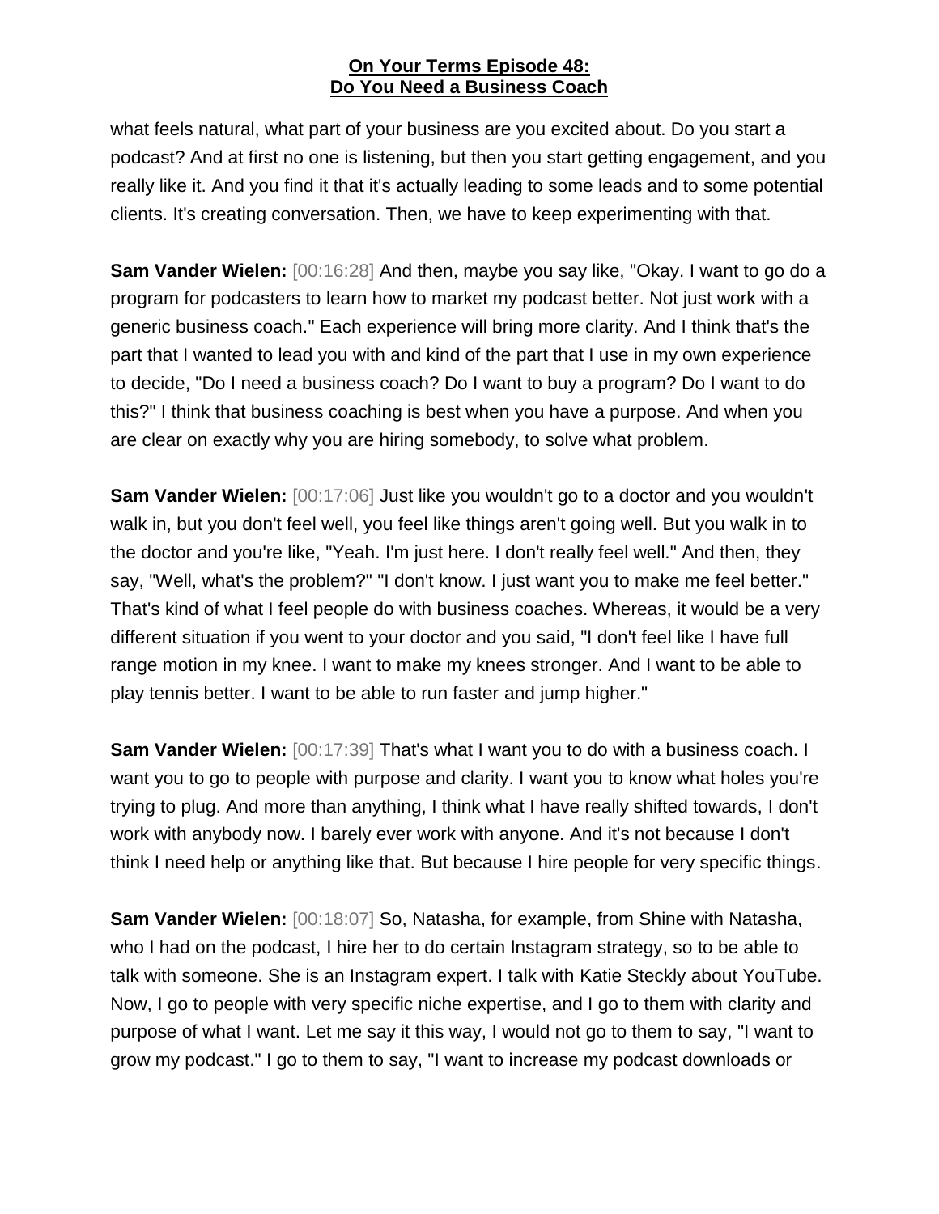what feels natural, what part of your business are you excited about. Do you start a podcast? And at first no one is listening, but then you start getting engagement, and you really like it. And you find it that it's actually leading to some leads and to some potential clients. It's creating conversation. Then, we have to keep experimenting with that.

**Sam Vander Wielen:** [00:16:28] And then, maybe you say like, "Okay. I want to go do a program for podcasters to learn how to market my podcast better. Not just work with a generic business coach." Each experience will bring more clarity. And I think that's the part that I wanted to lead you with and kind of the part that I use in my own experience to decide, "Do I need a business coach? Do I want to buy a program? Do I want to do this?" I think that business coaching is best when you have a purpose. And when you are clear on exactly why you are hiring somebody, to solve what problem.

**Sam Vander Wielen:** [00:17:06] Just like you wouldn't go to a doctor and you wouldn't walk in, but you don't feel well, you feel like things aren't going well. But you walk in to the doctor and you're like, "Yeah. I'm just here. I don't really feel well." And then, they say, "Well, what's the problem?" "I don't know. I just want you to make me feel better." That's kind of what I feel people do with business coaches. Whereas, it would be a very different situation if you went to your doctor and you said, "I don't feel like I have full range motion in my knee. I want to make my knees stronger. And I want to be able to play tennis better. I want to be able to run faster and jump higher."

**Sam Vander Wielen:** [00:17:39] That's what I want you to do with a business coach. I want you to go to people with purpose and clarity. I want you to know what holes you're trying to plug. And more than anything, I think what I have really shifted towards, I don't work with anybody now. I barely ever work with anyone. And it's not because I don't think I need help or anything like that. But because I hire people for very specific things.

**Sam Vander Wielen:** [00:18:07] So, Natasha, for example, from Shine with Natasha, who I had on the podcast, I hire her to do certain Instagram strategy, so to be able to talk with someone. She is an Instagram expert. I talk with Katie Steckly about YouTube. Now, I go to people with very specific niche expertise, and I go to them with clarity and purpose of what I want. Let me say it this way, I would not go to them to say, "I want to grow my podcast." I go to them to say, "I want to increase my podcast downloads or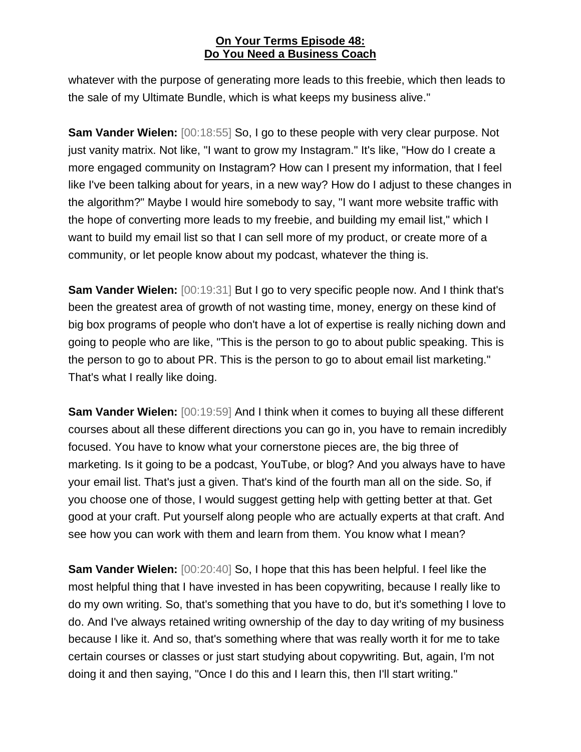whatever with the purpose of generating more leads to this freebie, which then leads to the sale of my Ultimate Bundle, which is what keeps my business alive."

**Sam Vander Wielen:** [00:18:55] So, I go to these people with very clear purpose. Not just vanity matrix. Not like, "I want to grow my Instagram." It's like, "How do I create a more engaged community on Instagram? How can I present my information, that I feel like I've been talking about for years, in a new way? How do I adjust to these changes in the algorithm?" Maybe I would hire somebody to say, "I want more website traffic with the hope of converting more leads to my freebie, and building my email list," which I want to build my email list so that I can sell more of my product, or create more of a community, or let people know about my podcast, whatever the thing is.

**Sam Vander Wielen:** [00:19:31] But I go to very specific people now. And I think that's been the greatest area of growth of not wasting time, money, energy on these kind of big box programs of people who don't have a lot of expertise is really niching down and going to people who are like, "This is the person to go to about public speaking. This is the person to go to about PR. This is the person to go to about email list marketing." That's what I really like doing.

**Sam Vander Wielen:** [00:19:59] And I think when it comes to buying all these different courses about all these different directions you can go in, you have to remain incredibly focused. You have to know what your cornerstone pieces are, the big three of marketing. Is it going to be a podcast, YouTube, or blog? And you always have to have your email list. That's just a given. That's kind of the fourth man all on the side. So, if you choose one of those, I would suggest getting help with getting better at that. Get good at your craft. Put yourself along people who are actually experts at that craft. And see how you can work with them and learn from them. You know what I mean?

**Sam Vander Wielen:** [00:20:40] So, I hope that this has been helpful. I feel like the most helpful thing that I have invested in has been copywriting, because I really like to do my own writing. So, that's something that you have to do, but it's something I love to do. And I've always retained writing ownership of the day to day writing of my business because I like it. And so, that's something where that was really worth it for me to take certain courses or classes or just start studying about copywriting. But, again, I'm not doing it and then saying, "Once I do this and I learn this, then I'll start writing."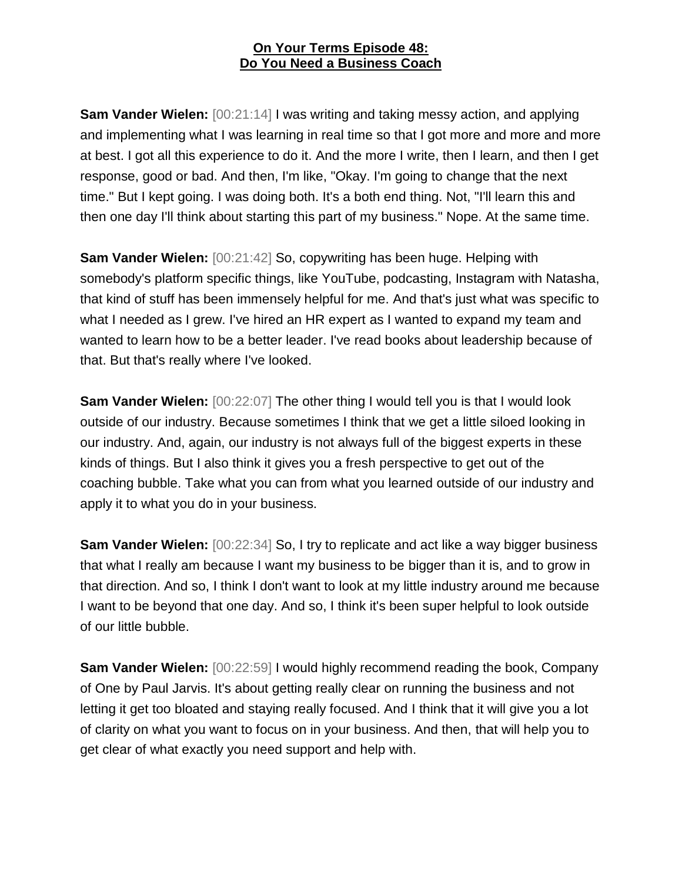**On Your Terms Episode 48:**
**Do You Need a Business Coach**

**Sam Vander Wielen:** [00:21:14] I was writing and taking messy action, and applying and implementing what I was learning in real time so that I got more and more and more at best. I got all this experience to do it. And the more I write, then I learn, and then I get response, good or bad. And then, I'm like, "Okay. I'm going to change that the next time." But I kept going. I was doing both. It's a both end thing. Not, "I'll learn this and then one day I'll think about starting this part of my business." Nope. At the same time.

**Sam Vander Wielen:** [00:21:42] So, copywriting has been huge. Helping with somebody's platform specific things, like YouTube, podcasting, Instagram with Natasha, that kind of stuff has been immensely helpful for me. And that's just what was specific to what I needed as I grew. I've hired an HR expert as I wanted to expand my team and wanted to learn how to be a better leader. I've read books about leadership because of that. But that's really where I've looked.

**Sam Vander Wielen:** [00:22:07] The other thing I would tell you is that I would look outside of our industry. Because sometimes I think that we get a little siloed looking in our industry. And, again, our industry is not always full of the biggest experts in these kinds of things. But I also think it gives you a fresh perspective to get out of the coaching bubble. Take what you can from what you learned outside of our industry and apply it to what you do in your business.

**Sam Vander Wielen:** [00:22:34] So, I try to replicate and act like a way bigger business that what I really am because I want my business to be bigger than it is, and to grow in that direction. And so, I think I don't want to look at my little industry around me because I want to be beyond that one day. And so, I think it's been super helpful to look outside of our little bubble.

**Sam Vander Wielen:** [00:22:59] I would highly recommend reading the book, Company of One by Paul Jarvis. It's about getting really clear on running the business and not letting it get too bloated and staying really focused. And I think that it will give you a lot of clarity on what you want to focus on in your business. And then, that will help you to get clear of what exactly you need support and help with.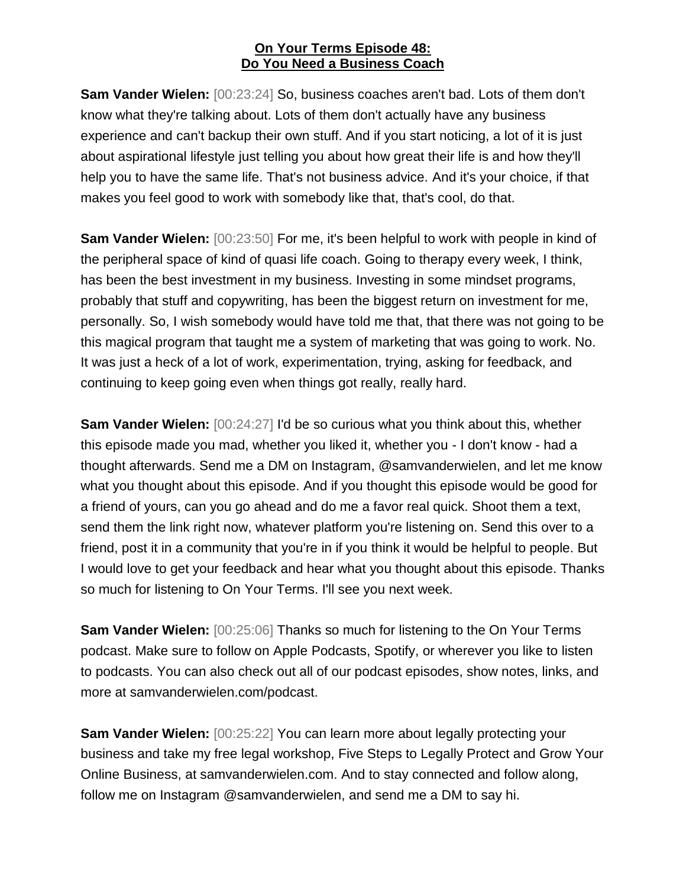**On Your Terms Episode 48:**
**Do You Need a Business Coach**

**Sam Vander Wielen:** [00:23:24] So, business coaches aren't bad. Lots of them don't know what they're talking about. Lots of them don't actually have any business experience and can't backup their own stuff. And if you start noticing, a lot of it is just about aspirational lifestyle just telling you about how great their life is and how they'll help you to have the same life. That's not business advice. And it's your choice, if that makes you feel good to work with somebody like that, that's cool, do that.

**Sam Vander Wielen:** [00:23:50] For me, it's been helpful to work with people in kind of the peripheral space of kind of quasi life coach. Going to therapy every week, I think, has been the best investment in my business. Investing in some mindset programs, probably that stuff and copywriting, has been the biggest return on investment for me, personally. So, I wish somebody would have told me that, that there was not going to be this magical program that taught me a system of marketing that was going to work. No. It was just a heck of a lot of work, experimentation, trying, asking for feedback, and continuing to keep going even when things got really, really hard.

**Sam Vander Wielen:** [00:24:27] I'd be so curious what you think about this, whether this episode made you mad, whether you liked it, whether you - I don't know - had a thought afterwards. Send me a DM on Instagram, @samvanderwielen, and let me know what you thought about this episode. And if you thought this episode would be good for a friend of yours, can you go ahead and do me a favor real quick. Shoot them a text, send them the link right now, whatever platform you're listening on. Send this over to a friend, post it in a community that you're in if you think it would be helpful to people. But I would love to get your feedback and hear what you thought about this episode. Thanks so much for listening to On Your Terms. I'll see you next week.

**Sam Vander Wielen:** [00:25:06] Thanks so much for listening to the On Your Terms podcast. Make sure to follow on Apple Podcasts, Spotify, or wherever you like to listen to podcasts. You can also check out all of our podcast episodes, show notes, links, and more at samvanderwielen.com/podcast.

**Sam Vander Wielen:** [00:25:22] You can learn more about legally protecting your business and take my free legal workshop, Five Steps to Legally Protect and Grow Your Online Business, at samvanderwielen.com. And to stay connected and follow along, follow me on Instagram @samvanderwielen, and send me a DM to say hi.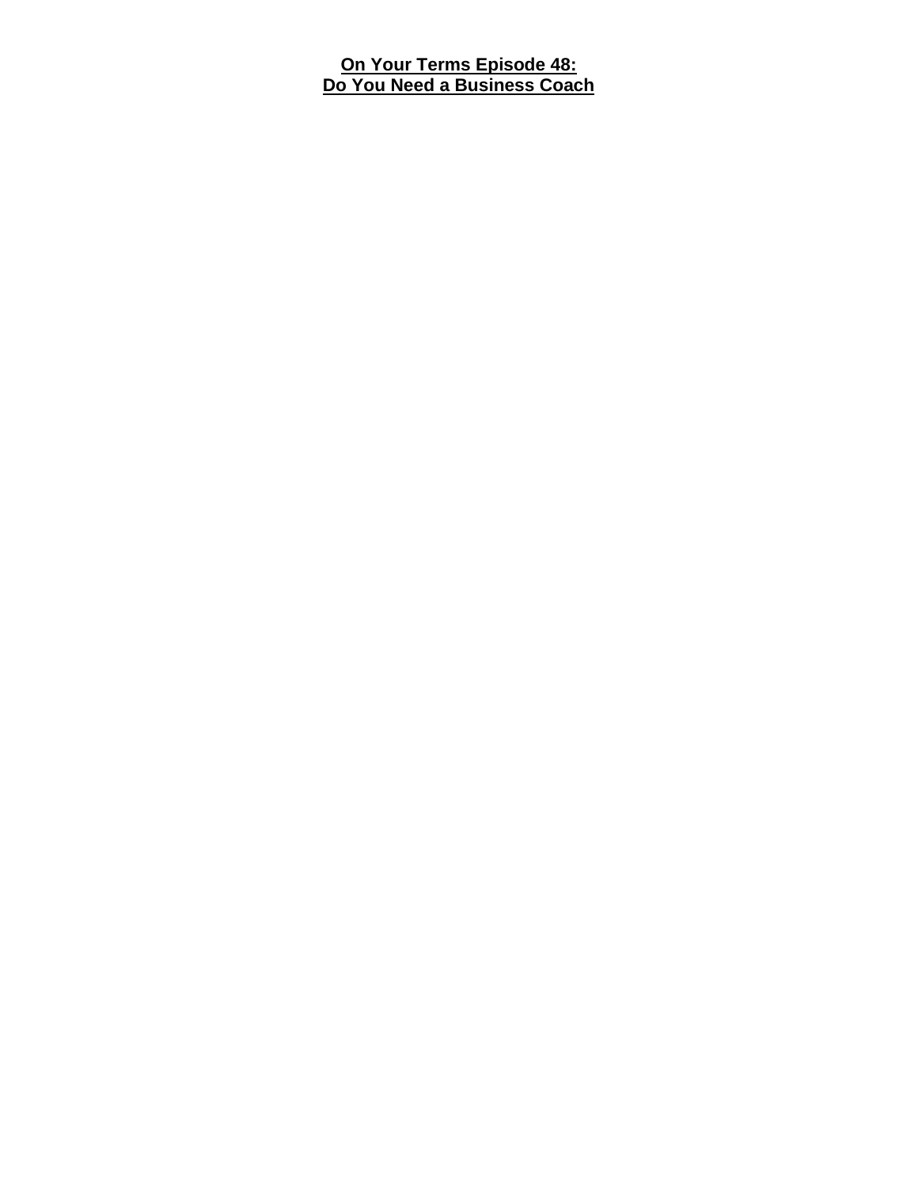**On Your Terms Episode 48:**
**Do You Need a Business Coach**